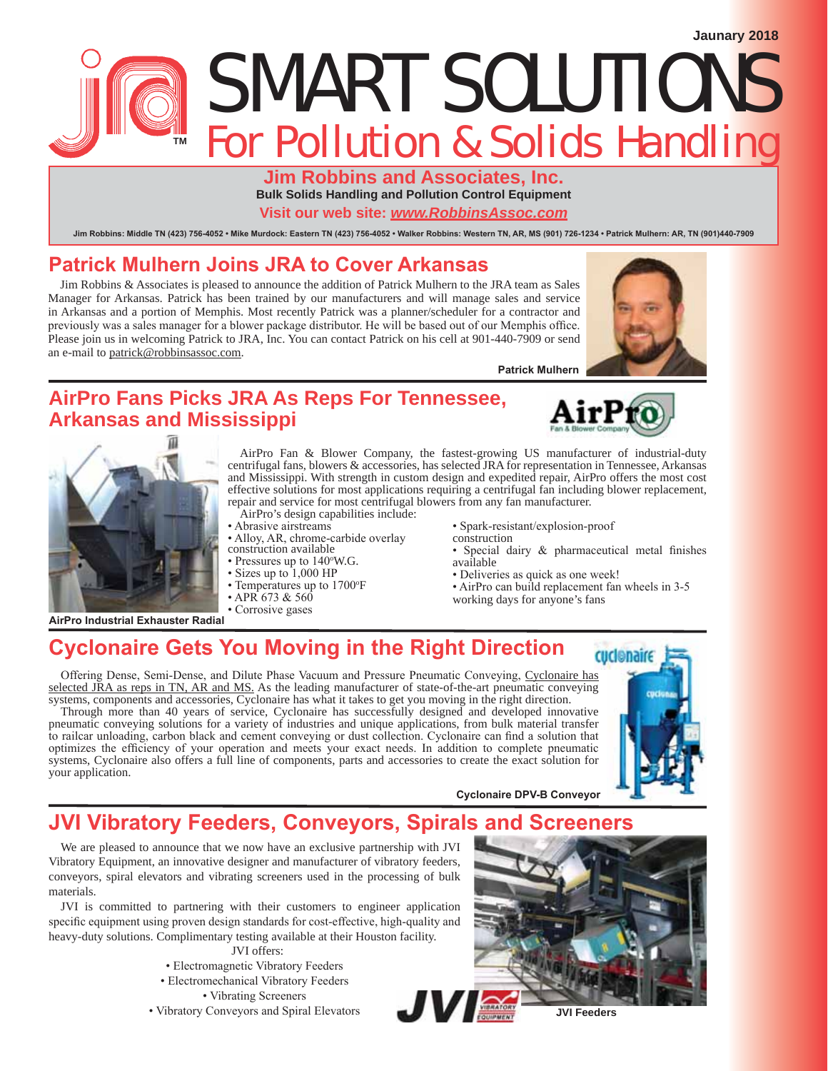Jaunary 2018

# SMART SOLUTIONS

## For Pollution & Solids Handling

**Jim Robbins and Associates, Inc.**

**Bulk Solids Handling and Pollution Control Equipment**

**Visit our web site: *www.RobbinsAssoc.com***

Jim Robbins: Middle TN (423) 756-4052 • Mike Murdock: Eastern TN (423) 756-4052 • Walker Robbins: Western TN, AR, MS (901) 726-1234 • Patrick Mulhern: AR, TN (901)440-7909

## Patrick Mulhern Joins JRA to Cover Arkansas

Jim Robbins & Associates is pleased to announce the addition of Patrick Mulhern to the JRA team as Sales Manager for Arkansas. Patrick has been trained by our manufacturers and will manage sales and service in Arkansas and a portion of Memphis. Most recently Patrick was a planner/scheduler for a contractor and previously was a sales manager for a blower package distributor. He will be based out of our Memphis office. Please join us in welcoming Patrick to JRA, Inc. You can contact Patrick on his cell at 901-440-7909 or send an e-mail to patrick@robbinsassoc.com.

Patrick Mulhern

## AirPro Fans Picks JRA As Reps For Tennessee, Arkansas and Mississippi

AirPro Fan & Blower Company, the fastest-growing US manufacturer of industrial-duty centrifugal fans, blowers & accessories, has selected JRA for representation in Tennessee, Arkansas and Mississippi. With strength in custom design and expedited repair, AirPro offers the most cost effective solutions for most applications requiring a centrifugal fan including blower replacement, repair and service for most centrifugal blowers from any fan manufacturer.

AirPro's design capabilities include:

- Abrasive airstreams
- Alloy, AR, chrome-carbide overlay construction available
- Pressures up to 140°W.G.
- Sizes up to 1,000 HP
- Temperatures up to 1700°F
- APR 673 & 560
- Corrosive gases
- Spark-resistant/explosion-proof construction
- Special dairy & pharmaceutical metal finishes available
- Deliveries as quick as one week!
- AirPro can build replacement fan wheels in 3-5 working days for anyone's fans

AirPro Industrial Exhauster Radial

## Cyclonaire Gets You Moving in the Right Direction

Offering Dense, Semi-Dense, and Dilute Phase Vacuum and Pressure Pneumatic Conveying, Cyclonaire has selected JRA as reps in TN, AR and MS. As the leading manufacturer of state-of-the-art pneumatic conveying systems, components and accessories, Cyclonaire has what it takes to get you moving in the right direction.

Through more than 40 years of service, Cyclonaire has successfully designed and developed innovative pneumatic conveying solutions for a variety of industries and unique applications, from bulk material transfer to railcar unloading, carbon black and cement conveying or dust collection. Cyclonaire can find a solution that optimizes the efficiency of your operation and meets your exact needs. In addition to complete pneumatic systems, Cyclonaire also offers a full line of components, parts and accessories to create the exact solution for your application.

Cyclonaire DPV-B Conveyor

## JVI Vibratory Feeders, Conveyors, Spirals and Screeners

We are pleased to announce that we now have an exclusive partnership with JVI Vibratory Equipment, an innovative designer and manufacturer of vibratory feeders, conveyors, spiral elevators and vibrating screeners used in the processing of bulk materials.

JVI is committed to partnering with their customers to engineer application specific equipment using proven design standards for cost-effective, high-quality and heavy-duty solutions. Complimentary testing available at their Houston facility.

JVI offers:

- Electromagnetic Vibratory Feeders
- Electromechanical Vibratory Feeders
- Vibrating Screeners
- Vibratory Conveyors and Spiral Elevators

JVI Feeders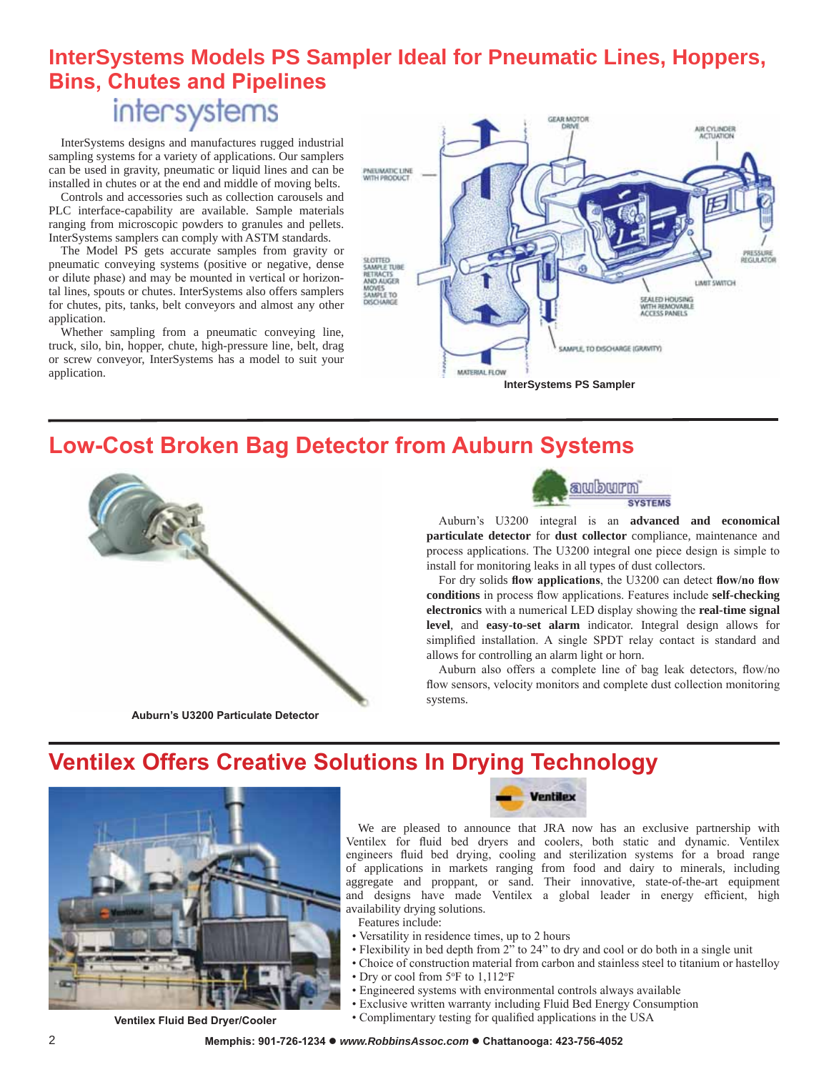## InterSystems Models PS Sampler Ideal for Pneumatic Lines, Hoppers, Bins, Chutes and Pipelines

intersystems

InterSystems designs and manufactures rugged industrial sampling systems for a variety of applications. Our samplers can be used in gravity, pneumatic or liquid lines and can be installed in chutes or at the end and middle of moving belts.

Controls and accessories such as collection carousels and PLC interface-capability are available. Sample materials ranging from microscopic powders to granules and pellets. InterSystems samplers can comply with ASTM standards.

The Model PS gets accurate samples from gravity or pneumatic conveying systems (positive or negative, dense or dilute phase) and may be mounted in vertical or horizontal lines, spouts or chutes. InterSystems also offers samplers for chutes, pits, tanks, belt conveyors and almost any other application.

Whether sampling from a pneumatic conveying line, truck, silo, bin, hopper, chute, high-pressure line, belt, drag or screw conveyor, InterSystems has a model to suit your application.

GEAR MOTOR DRIVE · AIR CYLINDER ACTUATION · PNEUMATIC LINE WITH PRODUCT · PRESSURE REGULATOR · SLOTTED SAMPLE TUBE RETRACTS AND AUGER MOVES SAMPLE TO DISCHARGE · LIMIT SWITCH · SEALED HOUSING WITH REMOVABLE ACCESS PANELS · SAMPLE, TO DISCHARGE (GRAVITY) · MATERIAL FLOW

**InterSystems PS Sampler**

## Low-Cost Broken Bag Detector from Auburn Systems

**Auburn's U3200 Particulate Detector**

auburn SYSTEMS

Auburn's U3200 integral is an **advanced and economical particulate detector** for **dust collector** compliance, maintenance and process applications. The U3200 integral one piece design is simple to install for monitoring leaks in all types of dust collectors.

For dry solids **flow applications**, the U3200 can detect **flow/no flow conditions** in process flow applications. Features include **self-checking electronics** with a numerical LED display showing the **real-time signal level**, and **easy-to-set alarm** indicator. Integral design allows for simplified installation. A single SPDT relay contact is standard and allows for controlling an alarm light or horn.

Auburn also offers a complete line of bag leak detectors, flow/no flow sensors, velocity monitors and complete dust collection monitoring systems.

## Ventilex Offers Creative Solutions In Drying Technology

**Ventilex Fluid Bed Dryer/Cooler**

Ventilex

We are pleased to announce that JRA now has an exclusive partnership with Ventilex for fluid bed dryers and coolers, both static and dynamic. Ventilex engineers fluid bed drying, cooling and sterilization systems for a broad range of applications in markets ranging from food and dairy to minerals, including aggregate and proppant, or sand. Their innovative, state-of-the-art equipment and designs have made Ventilex a global leader in energy efficient, high availability drying solutions.

Features include:

- Versatility in residence times, up to 2 hours
- Flexibility in bed depth from 2" to 24" to dry and cool or do both in a single unit
- Choice of construction material from carbon and stainless steel to titanium or hastelloy
- Dry or cool from 5ºF to 1,112ºF
- Engineered systems with environmental controls always available
- Exclusive written warranty including Fluid Bed Energy Consumption
- Complimentary testing for qualified applications in the USA

**Memphis: 901-726-1234 ● *www.RobbinsAssoc.com* ● Chattanooga: 423-756-4052**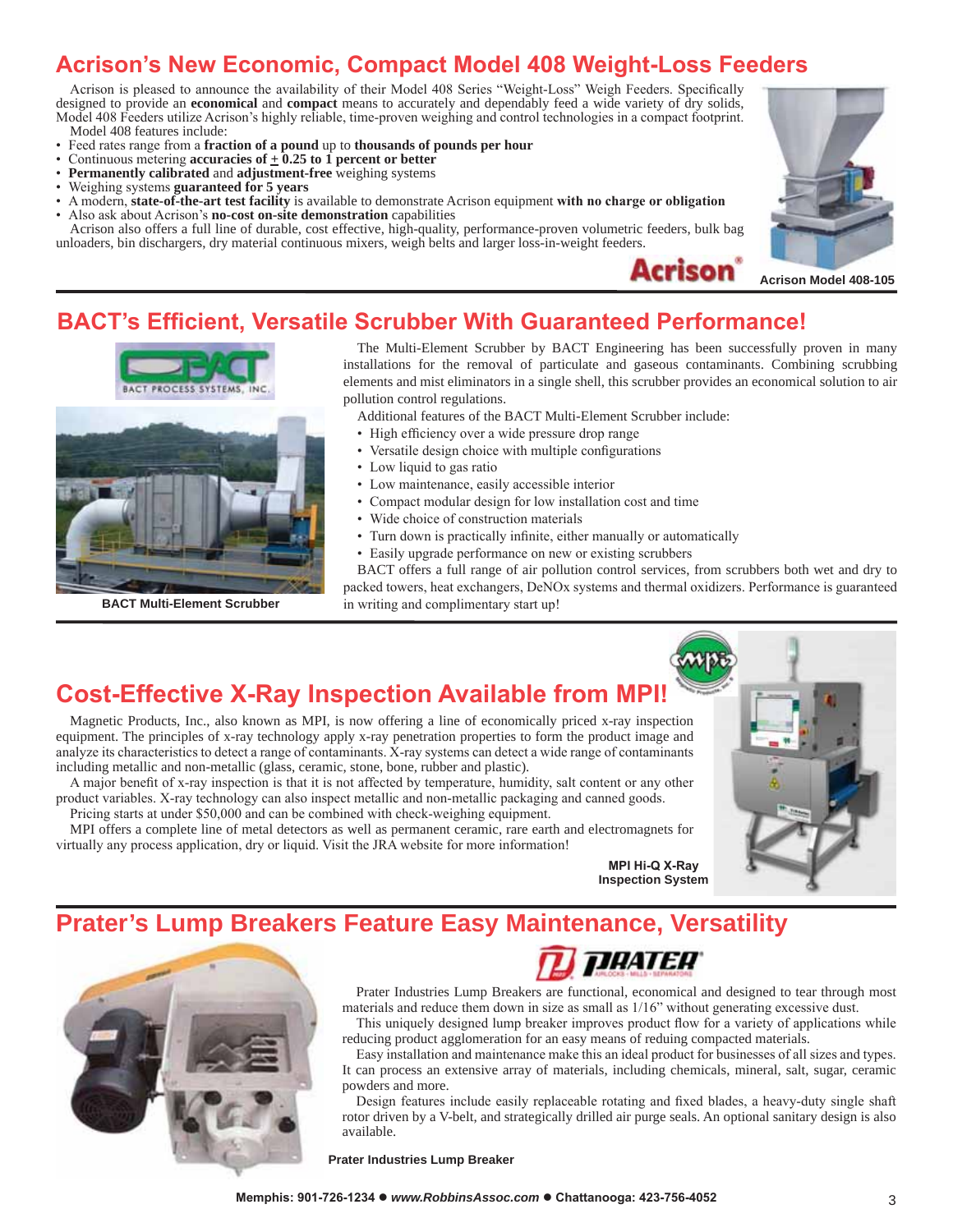## Acrison's New Economic, Compact Model 408 Weight-Loss Feeders

Acrison is pleased to announce the availability of their Model 408 Series "Weight-Loss" Weigh Feeders. Specifically designed to provide an **economical** and **compact** means to accurately and dependably feed a wide variety of dry solids, Model 408 Feeders utilize Acrison's highly reliable, time-proven weighing and control technologies in a compact footprint.

Model 408 features include:

- Feed rates range from a **fraction of a pound** up to **thousands of pounds per hour**
- Continuous metering **accuracies of ± 0.25 to 1 percent or better**
- **Permanently calibrated** and **adjustment-free** weighing systems
- Weighing systems **guaranteed for 5 years**
- A modern, **state-of-the-art test facility** is available to demonstrate Acrison equipment **with no charge or obligation**
- Also ask about Acrison's **no-cost on-site demonstration** capabilities

Acrison also offers a full line of durable, cost effective, high-quality, performance-proven volumetric feeders, bulk bag unloaders, bin dischargers, dry material continuous mixers, weigh belts and larger loss-in-weight feeders.

Acrison Model 408-105

## BACT's Efficient, Versatile Scrubber With Guaranteed Performance!

The Multi-Element Scrubber by BACT Engineering has been successfully proven in many installations for the removal of particulate and gaseous contaminants. Combining scrubbing elements and mist eliminators in a single shell, this scrubber provides an economical solution to air pollution control regulations.

Additional features of the BACT Multi-Element Scrubber include:

- High efficiency over a wide pressure drop range
- Versatile design choice with multiple configurations
- Low liquid to gas ratio
- Low maintenance, easily accessible interior
- Compact modular design for low installation cost and time
- Wide choice of construction materials
- Turn down is practically infinite, either manually or automatically
- Easily upgrade performance on new or existing scrubbers

BACT offers a full range of air pollution control services, from scrubbers both wet and dry to packed towers, heat exchangers, DeNOx systems and thermal oxidizers. Performance is guaranteed in writing and complimentary start up!

BACT Multi-Element Scrubber

## Cost-Effective X-Ray Inspection Available from MPI!

Magnetic Products, Inc., also known as MPI, is now offering a line of economically priced x-ray inspection equipment. The principles of x-ray technology apply x-ray penetration properties to form the product image and analyze its characteristics to detect a range of contaminants. X-ray systems can detect a wide range of contaminants including metallic and non-metallic (glass, ceramic, stone, bone, rubber and plastic).

A major benefit of x-ray inspection is that it is not affected by temperature, humidity, salt content or any other product variables. X-ray technology can also inspect metallic and non-metallic packaging and canned goods.

Pricing starts at under $50,000 and can be combined with check-weighing equipment.

MPI offers a complete line of metal detectors as well as permanent ceramic, rare earth and electromagnets for virtually any process application, dry or liquid. Visit the JRA website for more information!

MPI Hi-Q X-Ray Inspection System

## Prater's Lump Breakers Feature Easy Maintenance, Versatility

Prater Industries Lump Breakers are functional, economical and designed to tear through most materials and reduce them down in size as small as 1/16" without generating excessive dust.

This uniquely designed lump breaker improves product flow for a variety of applications while reducing product agglomeration for an easy means of reduing compacted materials.

Easy installation and maintenance make this an ideal product for businesses of all sizes and types. It can process an extensive array of materials, including chemicals, mineral, salt, sugar, ceramic powders and more.

Design features include easily replaceable rotating and fixed blades, a heavy-duty single shaft rotor driven by a V-belt, and strategically drilled air purge seals. An optional sanitary design is also available.

Prater Industries Lump Breaker

Memphis: 901-726-1234 ● *www.RobbinsAssoc.com* ● Chattanooga: 423-756-4052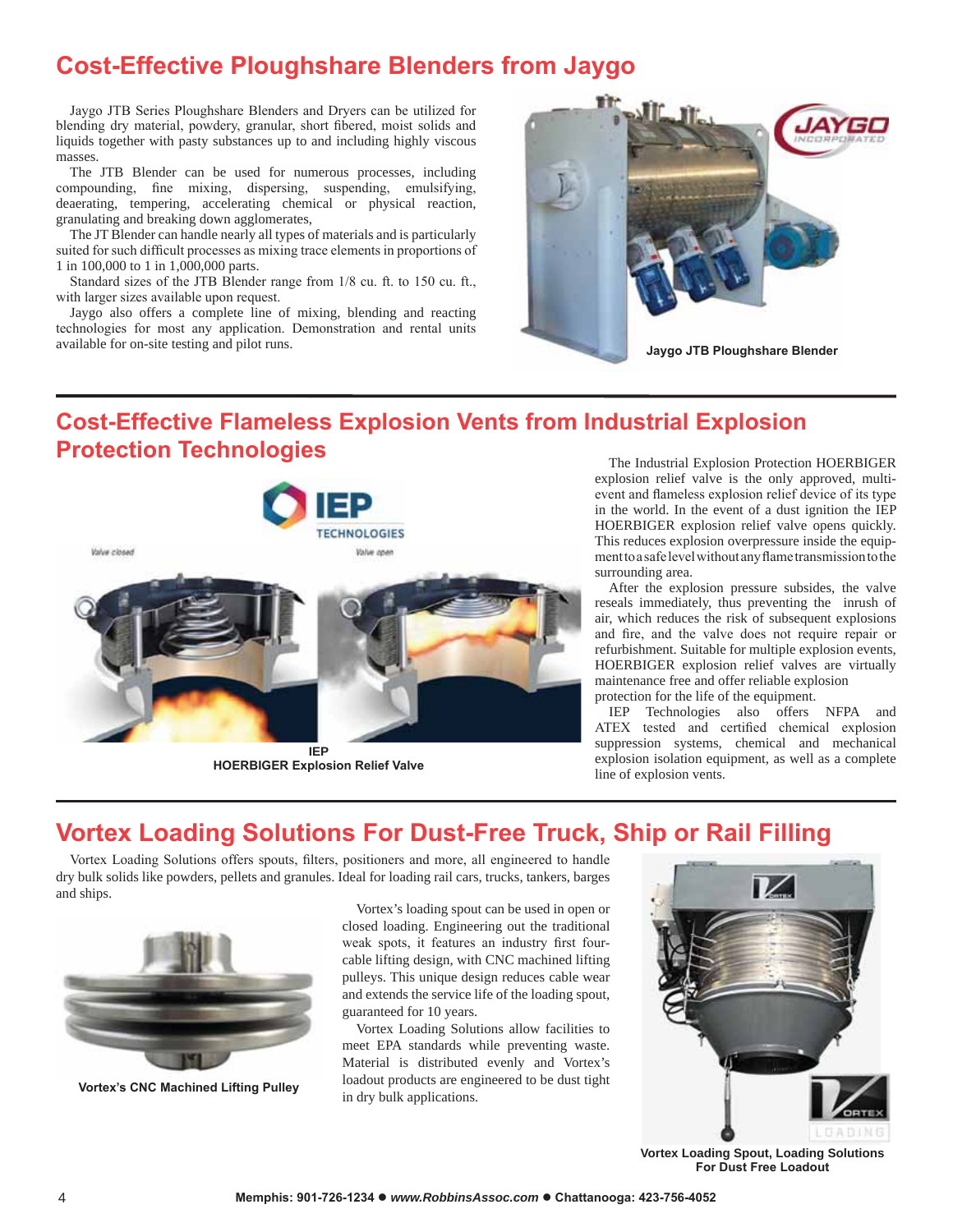## Cost-Effective Ploughshare Blenders from Jaygo

Jaygo JTB Series Ploughshare Blenders and Dryers can be utilized for blending dry material, powdery, granular, short fibered, moist solids and liquids together with pasty substances up to and including highly viscous masses.

The JTB Blender can be used for numerous processes, including compounding, fine mixing, dispersing, suspending, emulsifying, deaerating, tempering, accelerating chemical or physical reaction, granulating and breaking down agglomerates,

The JT Blender can handle nearly all types of materials and is particularly suited for such difficult processes as mixing trace elements in proportions of 1 in 100,000 to 1 in 1,000,000 parts.

Standard sizes of the JTB Blender range from 1/8 cu. ft. to 150 cu. ft., with larger sizes available upon request.

Jaygo also offers a complete line of mixing, blending and reacting technologies for most any application. Demonstration and rental units available for on-site testing and pilot runs.

**Jaygo JTB Ploughshare Blender**

## Cost-Effective Flameless Explosion Vents from Industrial Explosion Protection Technologies

**IEP HOERBIGER Explosion Relief Valve**

The Industrial Explosion Protection HOERBIGER explosion relief valve is the only approved, multi-event and flameless explosion relief device of its type in the world. In the event of a dust ignition the IEP HOERBIGER explosion relief valve opens quickly. This reduces explosion overpressure inside the equipment to a safe level without any flame transmission to the surrounding area.

After the explosion pressure subsides, the valve reseals immediately, thus preventing the inrush of air, which reduces the risk of subsequent explosions and fire, and the valve does not require repair or refurbishment. Suitable for multiple explosion events, HOERBIGER explosion relief valves are virtually maintenance free and offer reliable explosion protection for the life of the equipment.

IEP Technologies also offers NFPA and ATEX tested and certified chemical explosion suppression systems, chemical and mechanical explosion isolation equipment, as well as a complete line of explosion vents.

## Vortex Loading Solutions For Dust-Free Truck, Ship or Rail Filling

Vortex Loading Solutions offers spouts, filters, positioners and more, all engineered to handle dry bulk solids like powders, pellets and granules. Ideal for loading rail cars, trucks, tankers, barges and ships.

**Vortex's CNC Machined Lifting Pulley**

Vortex's loading spout can be used in open or closed loading. Engineering out the traditional weak spots, it features an industry first four-cable lifting design, with CNC machined lifting pulleys. This unique design reduces cable wear and extends the service life of the loading spout, guaranteed for 10 years.

Vortex Loading Solutions allow facilities to meet EPA standards while preventing waste. Material is distributed evenly and Vortex's loadout products are engineered to be dust tight in dry bulk applications.

**Vortex Loading Spout, Loading Solutions For Dust Free Loadout**

Memphis: 901-726-1234 ● *www.RobbinsAssoc.com* ● Chattanooga: 423-756-4052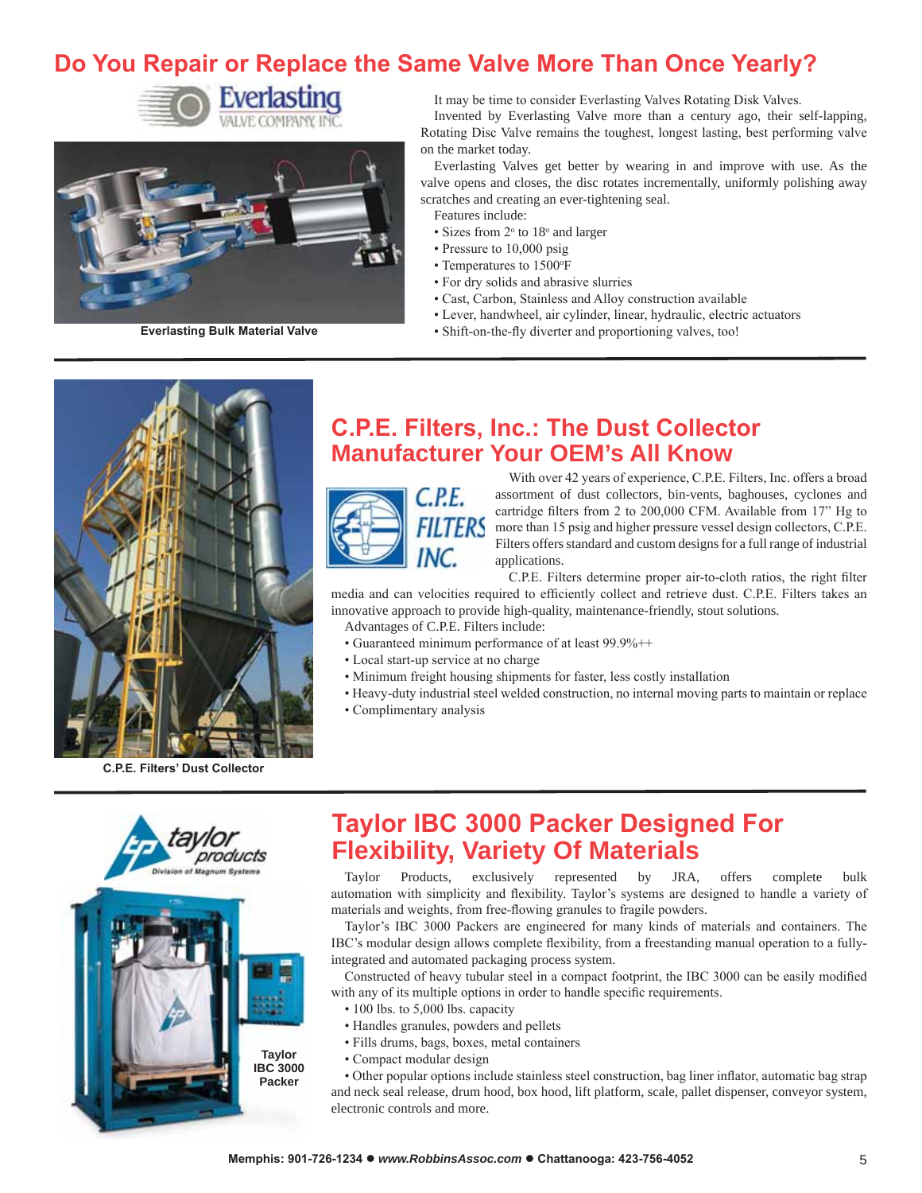# Do You Repair or Replace the Same Valve More Than Once Yearly?

Everlasting Bulk Material Valve

It may be time to consider Everlasting Valves Rotating Disk Valves.

Invented by Everlasting Valve more than a century ago, their self-lapping, Rotating Disc Valve remains the toughest, longest lasting, best performing valve on the market today.

Everlasting Valves get better by wearing in and improve with use. As the valve opens and closes, the disc rotates incrementally, uniformly polishing away scratches and creating an ever-tightening seal.

Features include:

- Sizes from 2" to 18" and larger
- Pressure to 10,000 psig
- Temperatures to 1500°F
- For dry solids and abrasive slurries
- Cast, Carbon, Stainless and Alloy construction available
- Lever, handwheel, air cylinder, linear, hydraulic, electric actuators
- Shift-on-the-fly diverter and proportioning valves, too!

## C.P.E. Filters, Inc.: The Dust Collector Manufacturer Your OEM's All Know

C.P.E. Filters' Dust Collector

With over 42 years of experience, C.P.E. Filters, Inc. offers a broad assortment of dust collectors, bin-vents, baghouses, cyclones and cartridge filters from 2 to 200,000 CFM. Available from 17" Hg to more than 15 psig and higher pressure vessel design collectors, C.P.E. Filters offers standard and custom designs for a full range of industrial applications.

C.P.E. Filters determine proper air-to-cloth ratios, the right filter media and can velocities required to efficiently collect and retrieve dust. C.P.E. Filters takes an innovative approach to provide high-quality, maintenance-friendly, stout solutions.

Advantages of C.P.E. Filters include:

- Guaranteed minimum performance of at least 99.9%++
- Local start-up service at no charge
- Minimum freight housing shipments for faster, less costly installation
- Heavy-duty industrial steel welded construction, no internal moving parts to maintain or replace
- Complimentary analysis

## Taylor IBC 3000 Packer Designed For Flexibility, Variety Of Materials

Taylor IBC 3000 Packer

Taylor Products, exclusively represented by JRA, offers complete bulk automation with simplicity and flexibility. Taylor's systems are designed to handle a variety of materials and weights, from free-flowing granules to fragile powders.

Taylor's IBC 3000 Packers are engineered for many kinds of materials and containers. The IBC's modular design allows complete flexibility, from a freestanding manual operation to a fully-integrated and automated packaging process system.

Constructed of heavy tubular steel in a compact footprint, the IBC 3000 can be easily modified with any of its multiple options in order to handle specific requirements.

- 100 lbs. to 5,000 lbs. capacity
- Handles granules, powders and pellets
- Fills drums, bags, boxes, metal containers
- Compact modular design
- Other popular options include stainless steel construction, bag liner inflator, automatic bag strap and neck seal release, drum hood, box hood, lift platform, scale, pallet dispenser, conveyor system, electronic controls and more.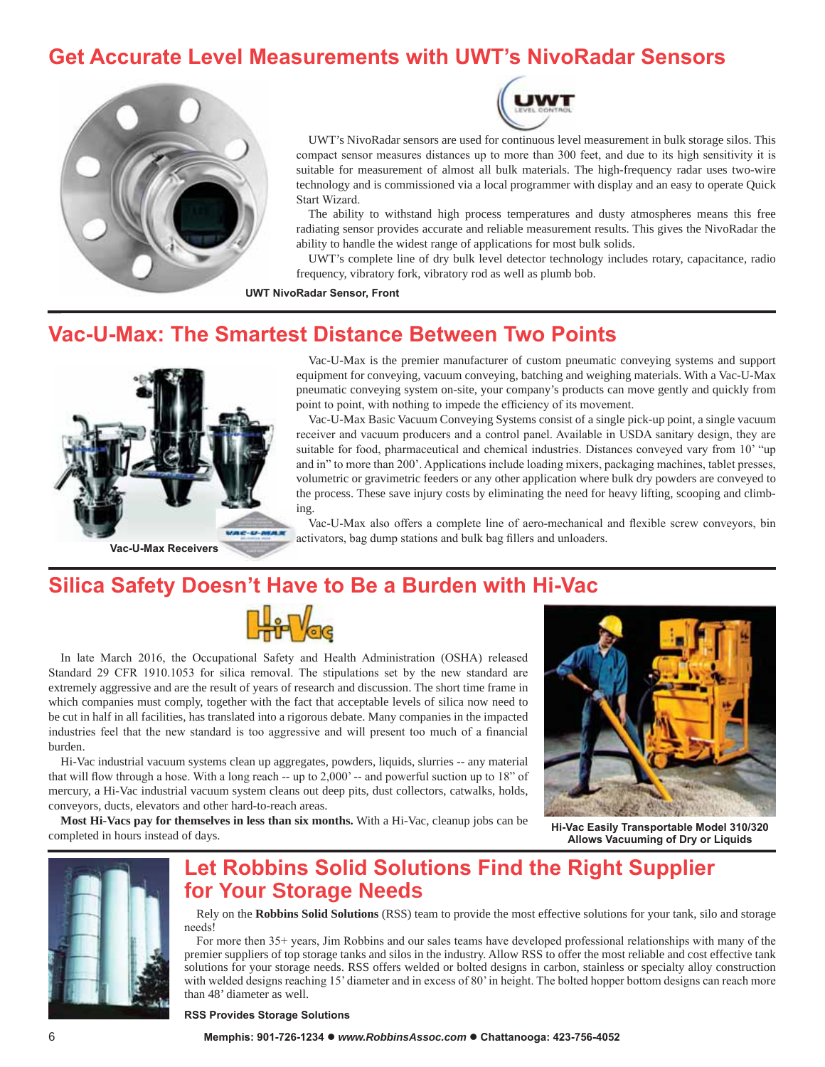## Get Accurate Level Measurements with UWT's NivoRadar Sensors

UWT's NivoRadar sensors are used for continuous level measurement in bulk storage silos. This compact sensor measures distances up to more than 300 feet, and due to its high sensitivity it is suitable for measurement of almost all bulk materials. The high-frequency radar uses two-wire technology and is commissioned via a local programmer with display and an easy to operate Quick Start Wizard.

The ability to withstand high process temperatures and dusty atmospheres means this free radiating sensor provides accurate and reliable measurement results. This gives the NivoRadar the ability to handle the widest range of applications for most bulk solids.

UWT's complete line of dry bulk level detector technology includes rotary, capacitance, radio frequency, vibratory fork, vibratory rod as well as plumb bob.

**UWT NivoRadar Sensor, Front**

## Vac-U-Max: The Smartest Distance Between Two Points

Vac-U-Max is the premier manufacturer of custom pneumatic conveying systems and support equipment for conveying, vacuum conveying, batching and weighing materials. With a Vac-U-Max pneumatic conveying system on-site, your company's products can move gently and quickly from point to point, with nothing to impede the efficiency of its movement.

Vac-U-Max Basic Vacuum Conveying Systems consist of a single pick-up point, a single vacuum receiver and vacuum producers and a control panel. Available in USDA sanitary design, they are suitable for food, pharmaceutical and chemical industries. Distances conveyed vary from 10' "up and in" to more than 200'. Applications include loading mixers, packaging machines, tablet presses, volumetric or gravimetric feeders or any other application where bulk dry powders are conveyed to the process. These save injury costs by eliminating the need for heavy lifting, scooping and climbing.

Vac-U-Max also offers a complete line of aero-mechanical and flexible screw conveyors, bin activators, bag dump stations and bulk bag fillers and unloaders.

**Vac-U-Max Receivers**

## Silica Safety Doesn't Have to Be a Burden with Hi-Vac

In late March 2016, the Occupational Safety and Health Administration (OSHA) released Standard 29 CFR 1910.1053 for silica removal. The stipulations set by the new standard are extremely aggressive and are the result of years of research and discussion. The short time frame in which companies must comply, together with the fact that acceptable levels of silica now need to be cut in half in all facilities, has translated into a rigorous debate. Many companies in the impacted industries feel that the new standard is too aggressive and will present too much of a financial burden.

Hi-Vac industrial vacuum systems clean up aggregates, powders, liquids, slurries -- any material that will flow through a hose. With a long reach -- up to 2,000' -- and powerful suction up to 18" of mercury, a Hi-Vac industrial vacuum system cleans out deep pits, dust collectors, catwalks, holds, conveyors, ducts, elevators and other hard-to-reach areas.

**Most Hi-Vacs pay for themselves in less than six months.** With a Hi-Vac, cleanup jobs can be completed in hours instead of days.

**Hi-Vac Easily Transportable Model 310/320 Allows Vacuuming of Dry or Liquids**

## Let Robbins Solid Solutions Find the Right Supplier for Your Storage Needs

Rely on the **Robbins Solid Solutions** (RSS) team to provide the most effective solutions for your tank, silo and storage needs!

For more then 35+ years, Jim Robbins and our sales teams have developed professional relationships with many of the premier suppliers of top storage tanks and silos in the industry. Allow RSS to offer the most reliable and cost effective tank solutions for your storage needs. RSS offers welded or bolted designs in carbon, stainless or specialty alloy construction with welded designs reaching 15' diameter and in excess of 80' in height. The bolted hopper bottom designs can reach more than 48' diameter as well.

**RSS Provides Storage Solutions**

**Memphis: 901-726-1234 ● *www.RobbinsAssoc.com* ● Chattanooga: 423-756-4052**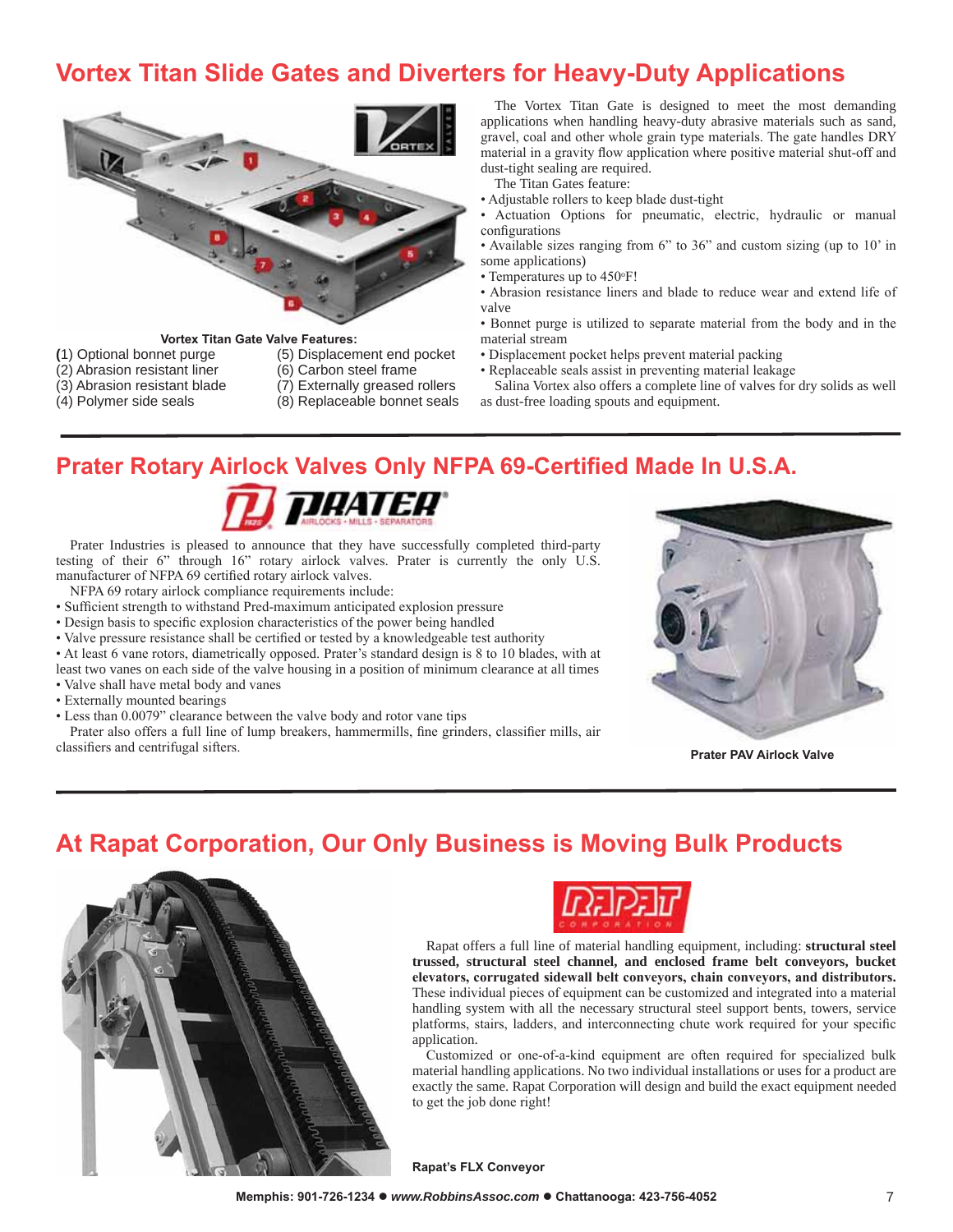## Vortex Titan Slide Gates and Diverters for Heavy-Duty Applications

**Vortex Titan Gate Valve Features:**

(1) Optional bonnet purge
(2) Abrasion resistant liner
(3) Abrasion resistant blade
(4) Polymer side seals
(5) Displacement end pocket
(6) Carbon steel frame
(7) Externally greased rollers
(8) Replaceable bonnet seals

The Vortex Titan Gate is designed to meet the most demanding applications when handling heavy-duty abrasive materials such as sand, gravel, coal and other whole grain type materials. The gate handles DRY material in a gravity flow application where positive material shut-off and dust-tight sealing are required.

The Titan Gates feature:

- Adjustable rollers to keep blade dust-tight
- Actuation Options for pneumatic, electric, hydraulic or manual configurations
- Available sizes ranging from 6" to 36" and custom sizing (up to 10' in some applications)
- Temperatures up to 450°F!
- Abrasion resistance liners and blade to reduce wear and extend life of valve
- Bonnet purge is utilized to separate material from the body and in the material stream
- Displacement pocket helps prevent material packing
- Replaceable seals assist in preventing material leakage

Salina Vortex also offers a complete line of valves for dry solids as well as dust-free loading spouts and equipment.

## Prater Rotary Airlock Valves Only NFPA 69-Certified Made In U.S.A.

Prater Industries is pleased to announce that they have successfully completed third-party testing of their 6" through 16" rotary airlock valves. Prater is currently the only U.S. manufacturer of NFPA 69 certified rotary airlock valves.

NFPA 69 rotary airlock compliance requirements include:

- Sufficient strength to withstand Pred-maximum anticipated explosion pressure
- Design basis to specific explosion characteristics of the power being handled
- Valve pressure resistance shall be certified or tested by a knowledgeable test authority
- At least 6 vane rotors, diametrically opposed. Prater's standard design is 8 to 10 blades, with at least two vanes on each side of the valve housing in a position of minimum clearance at all times
- Valve shall have metal body and vanes
- Externally mounted bearings
- Less than 0.0079" clearance between the valve body and rotor vane tips

Prater also offers a full line of lump breakers, hammermills, fine grinders, classifier mills, air classifiers and centrifugal sifters.

**Prater PAV Airlock Valve**

## At Rapat Corporation, Our Only Business is Moving Bulk Products

Rapat offers a full line of material handling equipment, including: **structural steel trussed, structural steel channel, and enclosed frame belt conveyors, bucket elevators, corrugated sidewall belt conveyors, chain conveyors, and distributors.** These individual pieces of equipment can be customized and integrated into a material handling system with all the necessary structural steel support bents, towers, service platforms, stairs, ladders, and interconnecting chute work required for your specific application.

Customized or one-of-a-kind equipment are often required for specialized bulk material handling applications. No two individual installations or uses for a product are exactly the same. Rapat Corporation will design and build the exact equipment needed to get the job done right!

**Rapat's FLX Conveyor**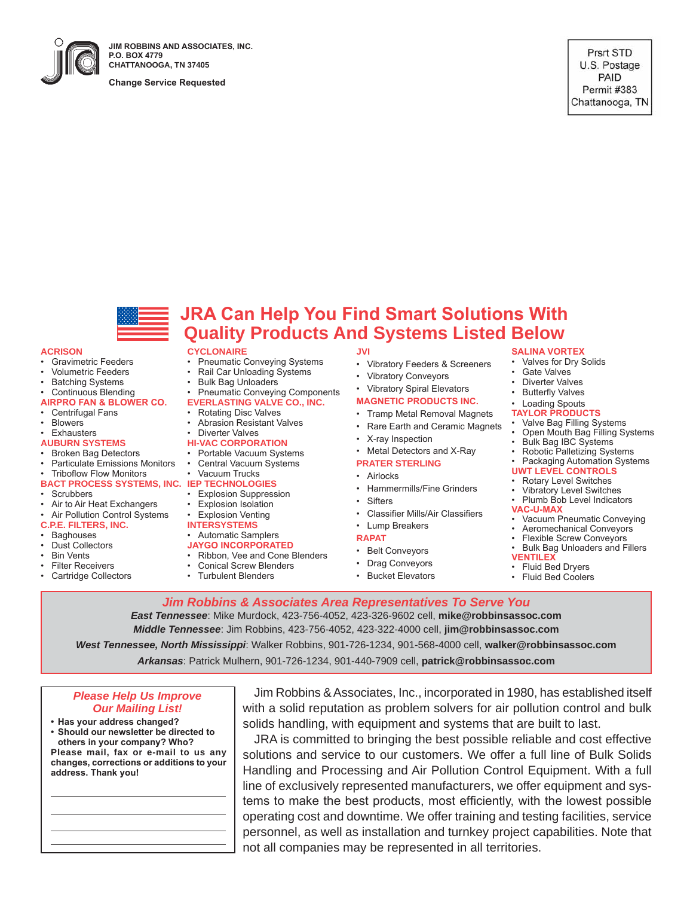JIM ROBBINS AND ASSOCIATES, INC.
P.O. BOX 4779
CHATTANOOGA, TN 37405

**Change Service Requested**

Prsrt STD
U.S. Postage
PAID
Permit #383
Chattanooga, TN

## JRA Can Help You Find Smart Solutions With Quality Products And Systems Listed Below

**ACRISON**
- Gravimetric Feeders
- Volumetric Feeders
- Batching Systems
- Continuous Blending

**AIRPRO FAN & BLOWER CO.**
- Centrifugal Fans
- Blowers
- Exhausters

**AUBURN SYSTEMS**
- Broken Bag Detectors
- Particulate Emissions Monitors
- Triboflow Flow Monitors

**BACT PROCESS SYSTEMS, INC.**
- Scrubbers
- Air to Air Heat Exchangers
- Air Pollution Control Systems

**C.P.E. FILTERS, INC.**
- Baghouses
- Dust Collectors
- Bin Vents
- Filter Receivers
- Cartridge Collectors

**CYCLONAIRE**
- Pneumatic Conveying Systems
- Rail Car Unloading Systems
- Bulk Bag Unloaders
- Pneumatic Conveying Components

**EVERLASTING VALVE CO., INC.**
- Rotating Disc Valves
- Abrasion Resistant Valves
- Diverter Valves

**HI-VAC CORPORATION**
- Portable Vacuum Systems
- Central Vacuum Systems
- Vacuum Trucks

**IEP TECHNOLOGIES**
- Explosion Suppression
- Explosion Isolation
- Explosion Venting

**INTERSYSTEMS**
- Automatic Samplers

**JAYGO INCORPORATED**
- Ribbon, Vee and Cone Blenders
- Conical Screw Blenders
- Turbulent Blenders

**JVI**
- Vibratory Feeders & Screeners
- Vibratory Conveyors
- Vibratory Spiral Elevators

**MAGNETIC PRODUCTS INC.**
- Tramp Metal Removal Magnets
- Rare Earth and Ceramic Magnets
- X-ray Inspection
- Metal Detectors and X-Ray

**PRATER STERLING**
- Airlocks
- Hammermills/Fine Grinders
- Sifters
- Classifier Mills/Air Classifiers
- Lump Breakers

**RAPAT**
- Belt Conveyors
- Drag Conveyors
- Bucket Elevators

**SALINA VORTEX**
- Valves for Dry Solids
- Gate Valves
- Diverter Valves
- Butterfly Valves
- Loading Spouts

**TAYLOR PRODUCTS**
- Valve Bag Filling Systems
- Open Mouth Bag Filling Systems
- Bulk Bag IBC Systems
- Robotic Palletizing Systems
- Packaging Automation Systems

**UWT LEVEL CONTROLS**
- Rotary Level Switches
- Vibratory Level Switches
- Plumb Bob Level Indicators

**VAC-U-MAX**
- Vacuum Pneumatic Conveying
- Aeromechanical Conveyors
- Flexible Screw Conveyors
- Bulk Bag Unloaders and Fillers

**VENTILEX**
- Fluid Bed Dryers
- Fluid Bed Coolers

### *Jim Robbins & Associates Area Representatives To Serve You*

***East Tennessee***: Mike Murdock, 423-756-4052, 423-326-9602 cell, **mike@robbinsassoc.com**

***Middle Tennessee***: Jim Robbins, 423-756-4052, 423-322-4000 cell, **jim@robbinsassoc.com**

***West Tennessee, North Mississippi***: Walker Robbins, 901-726-1234, 901-568-4000 cell, **walker@robbinsassoc.com**

***Arkansas***: Patrick Mulhern, 901-726-1234, 901-440-7909 cell, **patrick@robbinsassoc.com**

### *Please Help Us Improve Our Mailing List!*

- **Has your address changed?**
- **Should our newsletter be directed to others in your company? Who?**

**Please mail, fax or e-mail to us any changes, corrections or additions to your address. Thank you!**

Jim Robbins & Associates, Inc., incorporated in 1980, has established itself with a solid reputation as problem solvers for air pollution control and bulk solids handling, with equipment and systems that are built to last.

JRA is committed to bringing the best possible reliable and cost effective solutions and service to our customers. We offer a full line of Bulk Solids Handling and Processing and Air Pollution Control Equipment. With a full line of exclusively represented manufacturers, we offer equipment and systems to make the best products, most efficiently, with the lowest possible operating cost and downtime. We offer training and testing facilities, service personnel, as well as installation and turnkey project capabilities. Note that not all companies may be represented in all territories.